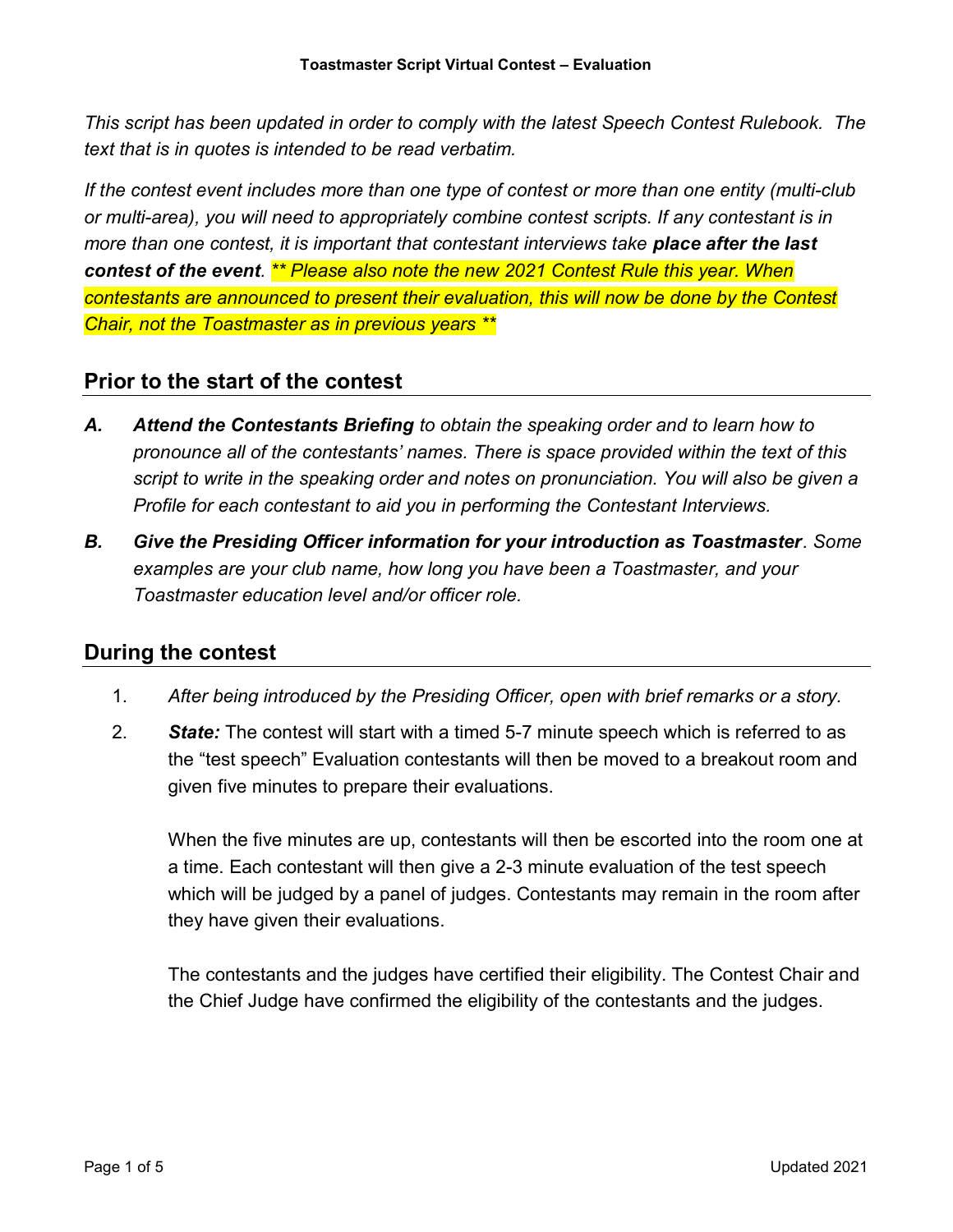**Toastmaster Script Virtual Contest – Evaluation**

*This script has been updated in order to comply with the latest Speech Contest Rulebook. The text that is in quotes is intended to be read verbatim.*

*If the contest event includes more than one type of contest or more than one entity (multi-club or multi-area), you will need to appropriately combine contest scripts. If any contestant is in more than one contest, it is important that contestant interviews take **place after the last contest of the event**. \*\* Please also note the new 2021 Contest Rule this year. When contestants are announced to present their evaluation, this will now be done by the Contest Chair, not the Toastmaster as in previous years \*\**

## Prior to the start of the contest

***A.*** ***Attend the Contestants Briefing** to obtain the speaking order and to learn how to pronounce all of the contestants' names. There is space provided within the text of this script to write in the speaking order and notes on pronunciation. You will also be given a Profile for each contestant to aid you in performing the Contestant Interviews.*

***B.*** ***Give the Presiding Officer information for your introduction as Toastmaster**. Some examples are your club name, how long you have been a Toastmaster, and your Toastmaster education level and/or officer role.*

## During the contest

1. *After being introduced by the Presiding Officer, open with brief remarks or a story.*

2. ***State:*** The contest will start with a timed 5-7 minute speech which is referred to as the "test speech" Evaluation contestants will then be moved to a breakout room and given five minutes to prepare their evaluations.

   When the five minutes are up, contestants will then be escorted into the room one at a time. Each contestant will then give a 2-3 minute evaluation of the test speech which will be judged by a panel of judges. Contestants may remain in the room after they have given their evaluations.

   The contestants and the judges have certified their eligibility. The Contest Chair and the Chief Judge have confirmed the eligibility of the contestants and the judges.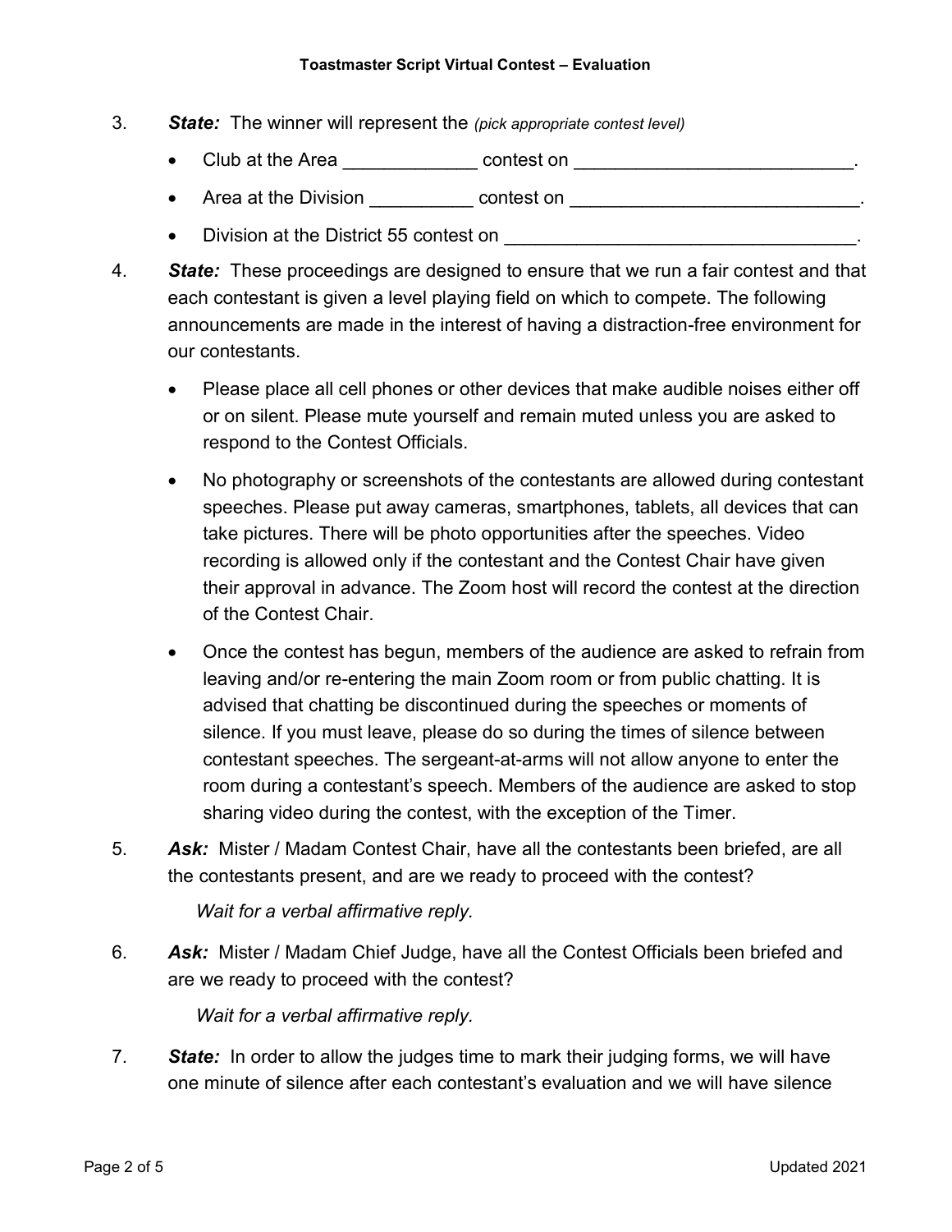3. ***State:*** The winner will represent the *(pick appropriate contest level)*

    - Club at the Area _____________ contest on ___________________________.
    - Area at the Division __________ contest on ____________________________.
    - Division at the District 55 contest on __________________________________.

4. ***State:*** These proceedings are designed to ensure that we run a fair contest and that each contestant is given a level playing field on which to compete. The following announcements are made in the interest of having a distraction-free environment for our contestants.

    - Please place all cell phones or other devices that make audible noises either off or on silent. Please mute yourself and remain muted unless you are asked to respond to the Contest Officials.
    - No photography or screenshots of the contestants are allowed during contestant speeches. Please put away cameras, smartphones, tablets, all devices that can take pictures. There will be photo opportunities after the speeches. Video recording is allowed only if the contestant and the Contest Chair have given their approval in advance. The Zoom host will record the contest at the direction of the Contest Chair.
    - Once the contest has begun, members of the audience are asked to refrain from leaving and/or re-entering the main Zoom room or from public chatting. It is advised that chatting be discontinued during the speeches or moments of silence. If you must leave, please do so during the times of silence between contestant speeches. The sergeant-at-arms will not allow anyone to enter the room during a contestant's speech. Members of the audience are asked to stop sharing video during the contest, with the exception of the Timer.

5. ***Ask:*** Mister / Madam Contest Chair, have all the contestants been briefed, are all the contestants present, and are we ready to proceed with the contest?

    *Wait for a verbal affirmative reply.*

6. ***Ask:*** Mister / Madam Chief Judge, have all the Contest Officials been briefed and are we ready to proceed with the contest?

    *Wait for a verbal affirmative reply.*

7. ***State:*** In order to allow the judges time to mark their judging forms, we will have one minute of silence after each contestant's evaluation and we will have silence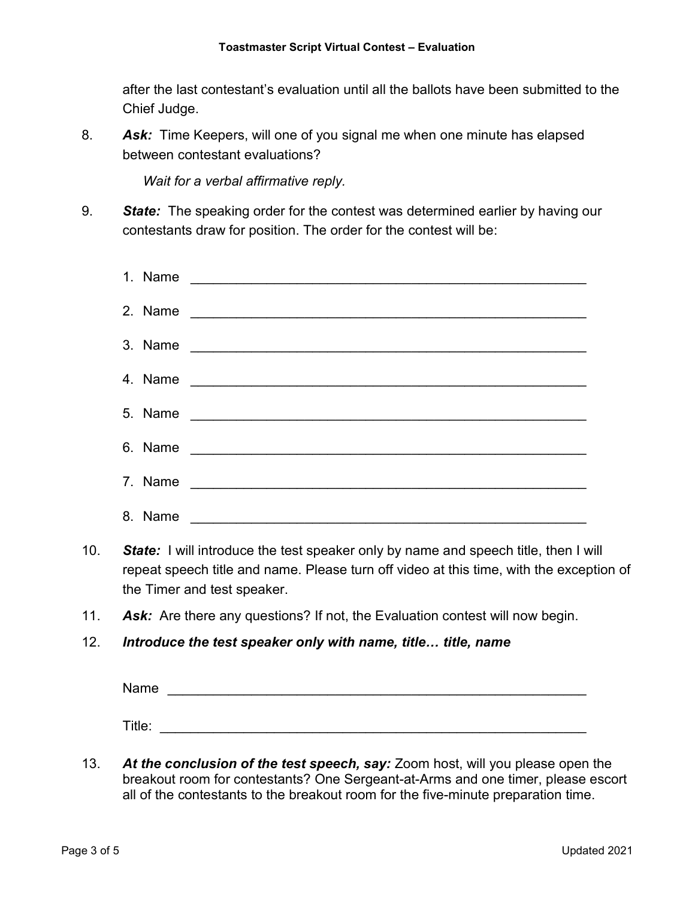after the last contestant's evaluation until all the ballots have been submitted to the Chief Judge.

8. ***Ask:*** Time Keepers, will one of you signal me when one minute has elapsed between contestant evaluations?

   *Wait for a verbal affirmative reply.*

9. ***State:*** The speaking order for the contest was determined earlier by having our contestants draw for position. The order for the contest will be:

   1. Name \_\_\_\_\_\_\_\_\_\_\_\_\_\_\_\_\_\_\_\_\_\_\_\_\_\_\_\_\_\_\_\_\_\_\_\_\_\_\_\_\_\_\_\_\_\_\_\_
   2. Name \_\_\_\_\_\_\_\_\_\_\_\_\_\_\_\_\_\_\_\_\_\_\_\_\_\_\_\_\_\_\_\_\_\_\_\_\_\_\_\_\_\_\_\_\_\_\_\_
   3. Name \_\_\_\_\_\_\_\_\_\_\_\_\_\_\_\_\_\_\_\_\_\_\_\_\_\_\_\_\_\_\_\_\_\_\_\_\_\_\_\_\_\_\_\_\_\_\_\_
   4. Name \_\_\_\_\_\_\_\_\_\_\_\_\_\_\_\_\_\_\_\_\_\_\_\_\_\_\_\_\_\_\_\_\_\_\_\_\_\_\_\_\_\_\_\_\_\_\_\_
   5. Name \_\_\_\_\_\_\_\_\_\_\_\_\_\_\_\_\_\_\_\_\_\_\_\_\_\_\_\_\_\_\_\_\_\_\_\_\_\_\_\_\_\_\_\_\_\_\_\_
   6. Name \_\_\_\_\_\_\_\_\_\_\_\_\_\_\_\_\_\_\_\_\_\_\_\_\_\_\_\_\_\_\_\_\_\_\_\_\_\_\_\_\_\_\_\_\_\_\_\_
   7. Name \_\_\_\_\_\_\_\_\_\_\_\_\_\_\_\_\_\_\_\_\_\_\_\_\_\_\_\_\_\_\_\_\_\_\_\_\_\_\_\_\_\_\_\_\_\_\_\_
   8. Name \_\_\_\_\_\_\_\_\_\_\_\_\_\_\_\_\_\_\_\_\_\_\_\_\_\_\_\_\_\_\_\_\_\_\_\_\_\_\_\_\_\_\_\_\_\_\_\_

10. ***State:*** I will introduce the test speaker only by name and speech title, then I will repeat speech title and name. Please turn off video at this time, with the exception of the Timer and test speaker.

11. ***Ask:*** Are there any questions? If not, the Evaluation contest will now begin.

12. ***Introduce the test speaker only with name, title… title, name***

    Name \_\_\_\_\_\_\_\_\_\_\_\_\_\_\_\_\_\_\_\_\_\_\_\_\_\_\_\_\_\_\_\_\_\_\_\_\_\_\_\_\_\_\_\_\_\_\_\_\_\_

    Title: \_\_\_\_\_\_\_\_\_\_\_\_\_\_\_\_\_\_\_\_\_\_\_\_\_\_\_\_\_\_\_\_\_\_\_\_\_\_\_\_\_\_\_\_\_\_\_\_\_\_

13. ***At the conclusion of the test speech, say:*** Zoom host, will you please open the breakout room for contestants? One Sergeant-at-Arms and one timer, please escort all of the contestants to the breakout room for the five-minute preparation time.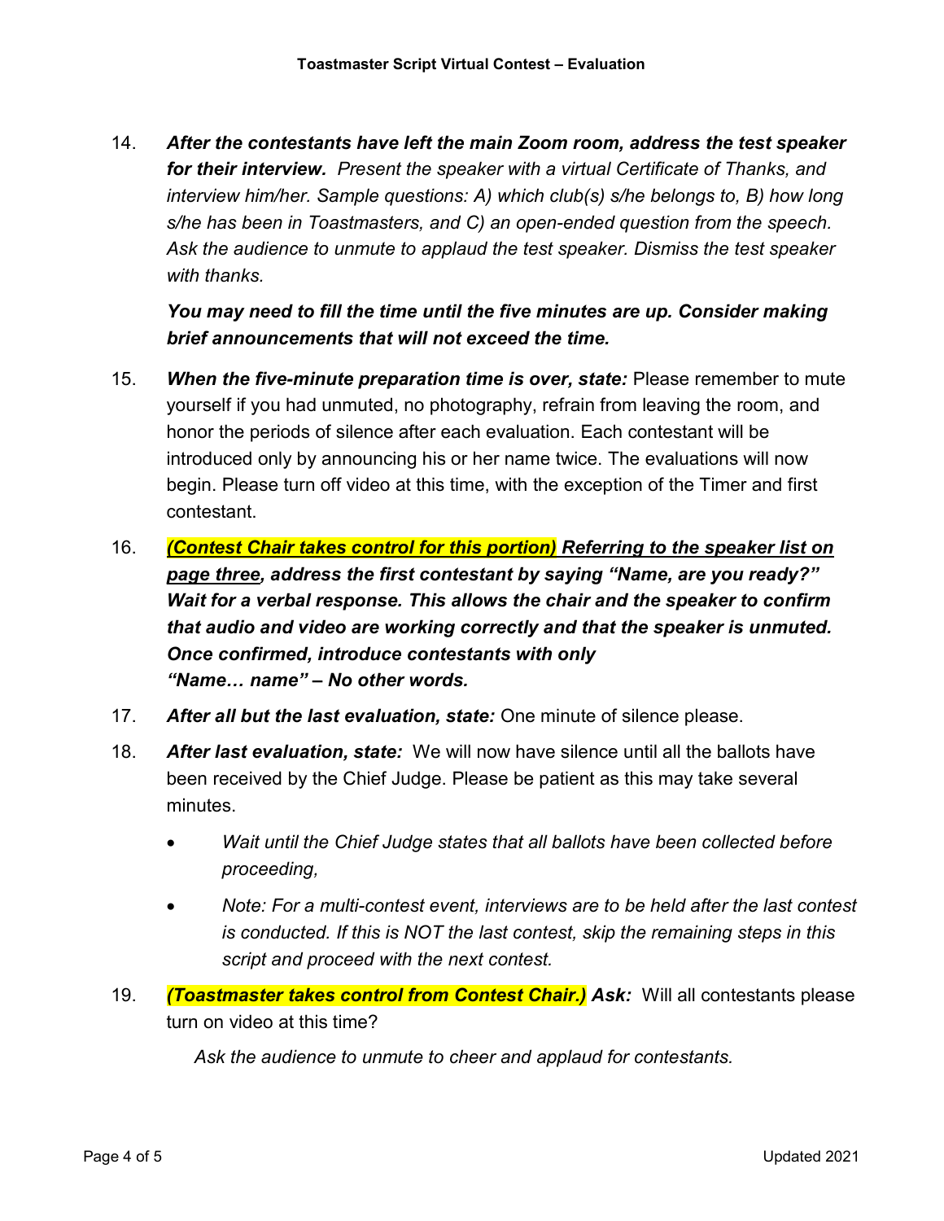14. ***After the contestants have left the main Zoom room, address the test speaker for their interview.*** *Present the speaker with a virtual Certificate of Thanks, and interview him/her. Sample questions: A) which club(s) s/he belongs to, B) how long s/he has been in Toastmasters, and C) an open-ended question from the speech. Ask the audience to unmute to applaud the test speaker. Dismiss the test speaker with thanks.*

    ***You may need to fill the time until the five minutes are up. Consider making brief announcements that will not exceed the time.***

15. ***When the five-minute preparation time is over, state:*** Please remember to mute yourself if you had unmuted, no photography, refrain from leaving the room, and honor the periods of silence after each evaluation. Each contestant will be introduced only by announcing his or her name twice. The evaluations will now begin. Please turn off video at this time, with the exception of the Timer and first contestant.

16. ***(Contest Chair takes control for this portion) Referring to the speaker list on page three, address the first contestant by saying "Name, are you ready?" Wait for a verbal response. This allows the chair and the speaker to confirm that audio and video are working correctly and that the speaker is unmuted. Once confirmed, introduce contestants with only "Name… name" – No other words.***

17. ***After all but the last evaluation, state:*** One minute of silence please.

18. ***After last evaluation, state:*** We will now have silence until all the ballots have been received by the Chief Judge. Please be patient as this may take several minutes.

    - *Wait until the Chief Judge states that all ballots have been collected before proceeding,*
    - *Note: For a multi-contest event, interviews are to be held after the last contest is conducted. If this is NOT the last contest, skip the remaining steps in this script and proceed with the next contest.*

19. ***(Toastmaster takes control from Contest Chair.) Ask:*** Will all contestants please turn on video at this time?

    *Ask the audience to unmute to cheer and applaud for contestants.*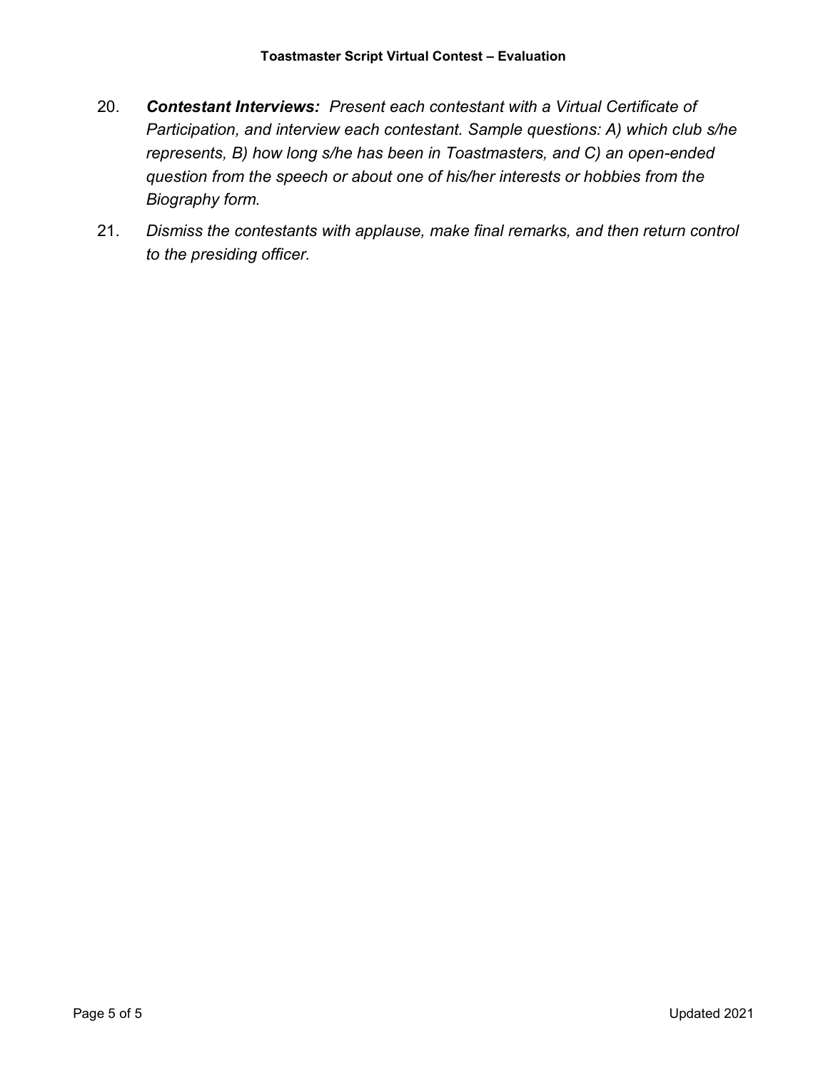20. ***Contestant Interviews:*** *Present each contestant with a Virtual Certificate of Participation, and interview each contestant. Sample questions: A) which club s/he represents, B) how long s/he has been in Toastmasters, and C) an open-ended question from the speech or about one of his/her interests or hobbies from the Biography form.*

21. *Dismiss the contestants with applause, make final remarks, and then return control to the presiding officer.*